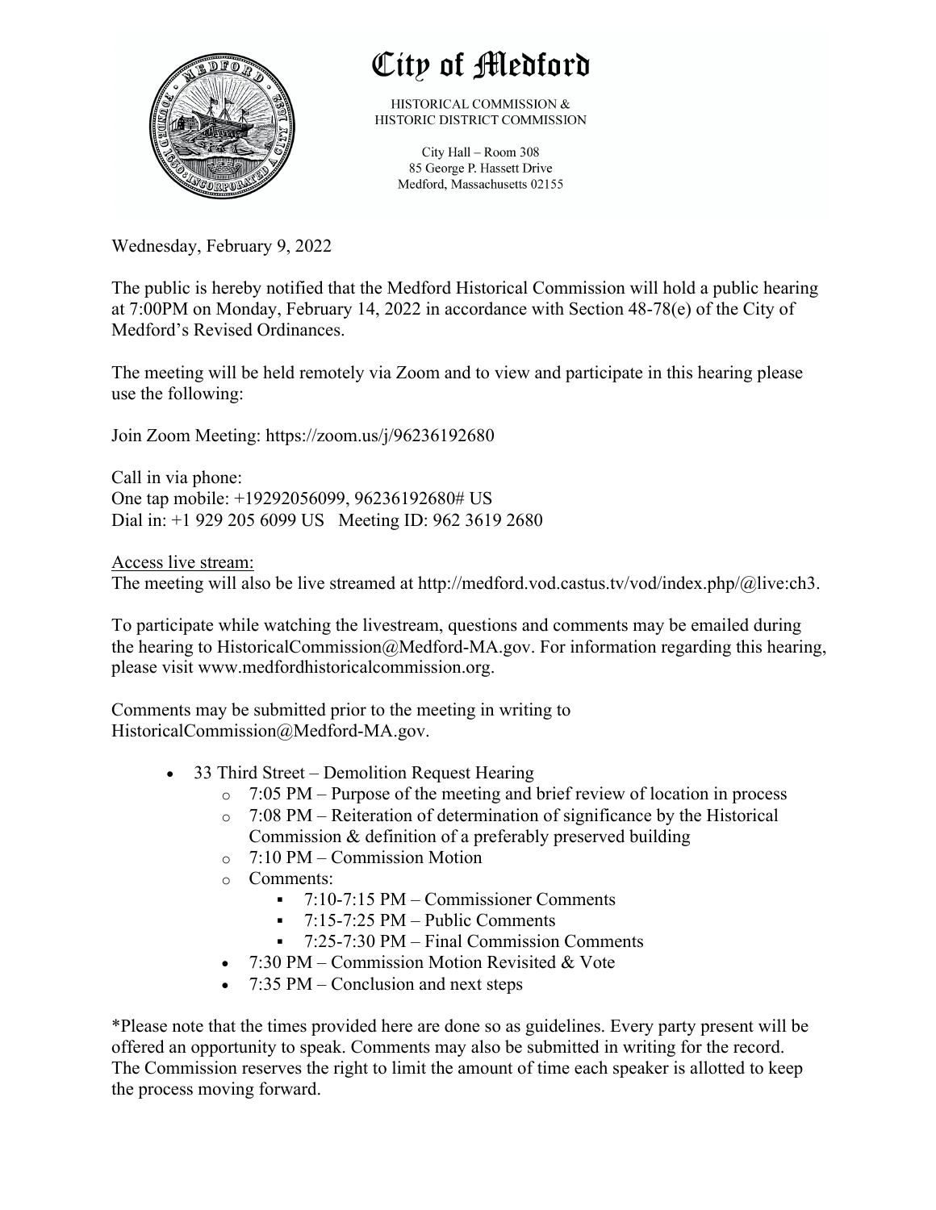# City of Medford

HISTORICAL COMMISSION &
HISTORIC DISTRICT COMMISSION

City Hall – Room 308
85 George P. Hassett Drive
Medford, Massachusetts 02155

Wednesday, February 9, 2022

The public is hereby notified that the Medford Historical Commission will hold a public hearing at 7:00PM on Monday, February 14, 2022 in accordance with Section 48-78(e) of the City of Medford's Revised Ordinances.

The meeting will be held remotely via Zoom and to view and participate in this hearing please use the following:

Join Zoom Meeting: https://zoom.us/j/96236192680

Call in via phone:
One tap mobile: +19292056099, 96236192680# US
Dial in: +1 929 205 6099 US   Meeting ID: 962 3619 2680

<u>Access live stream:</u>
The meeting will also be live streamed at http://medford.vod.castus.tv/vod/index.php/@live:ch3.

To participate while watching the livestream, questions and comments may be emailed during the hearing to HistoricalCommission@Medford-MA.gov. For information regarding this hearing, please visit www.medfordhistoricalcommission.org.

Comments may be submitted prior to the meeting in writing to HistoricalCommission@Medford-MA.gov.

- 33 Third Street – Demolition Request Hearing
    - 7:05 PM – Purpose of the meeting and brief review of location in process
    - 7:08 PM – Reiteration of determination of significance by the Historical Commission & definition of a preferably preserved building
    - 7:10 PM – Commission Motion
    - Comments:
        - 7:10-7:15 PM – Commissioner Comments
        - 7:15-7:25 PM – Public Comments
        - 7:25-7:30 PM – Final Commission Comments
- 7:30 PM – Commission Motion Revisited & Vote
- 7:35 PM – Conclusion and next steps

*Please note that the times provided here are done so as guidelines. Every party present will be offered an opportunity to speak. Comments may also be submitted in writing for the record. The Commission reserves the right to limit the amount of time each speaker is allotted to keep the process moving forward.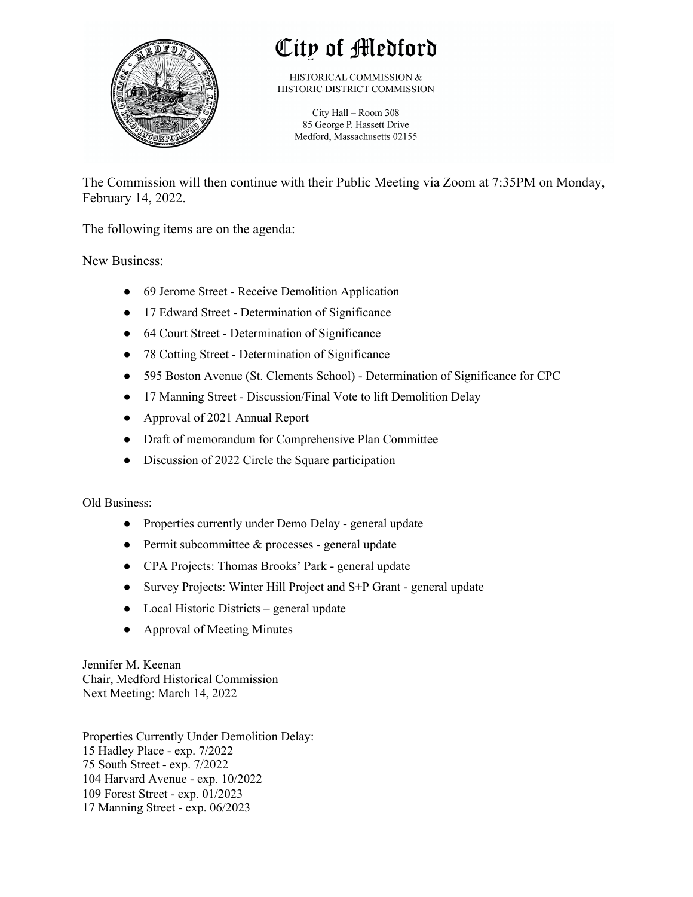# City of Medford

HISTORICAL COMMISSION &
HISTORIC DISTRICT COMMISSION

City Hall – Room 308
85 George P. Hassett Drive
Medford, Massachusetts 02155

The Commission will then continue with their Public Meeting via Zoom at 7:35PM on Monday, February 14, 2022.

The following items are on the agenda:

New Business:

- 69 Jerome Street - Receive Demolition Application
- 17 Edward Street - Determination of Significance
- 64 Court Street - Determination of Significance
- 78 Cotting Street - Determination of Significance
- 595 Boston Avenue (St. Clements School) - Determination of Significance for CPC
- 17 Manning Street - Discussion/Final Vote to lift Demolition Delay
- Approval of 2021 Annual Report
- Draft of memorandum for Comprehensive Plan Committee
- Discussion of 2022 Circle the Square participation

Old Business:

- Properties currently under Demo Delay - general update
- Permit subcommittee & processes - general update
- CPA Projects: Thomas Brooks' Park - general update
- Survey Projects: Winter Hill Project and S+P Grant - general update
- Local Historic Districts – general update
- Approval of Meeting Minutes

Jennifer M. Keenan
Chair, Medford Historical Commission
Next Meeting: March 14, 2022

Properties Currently Under Demolition Delay:
15 Hadley Place - exp. 7/2022
75 South Street - exp. 7/2022
104 Harvard Avenue - exp. 10/2022
109 Forest Street - exp. 01/2023
17 Manning Street - exp. 06/2023